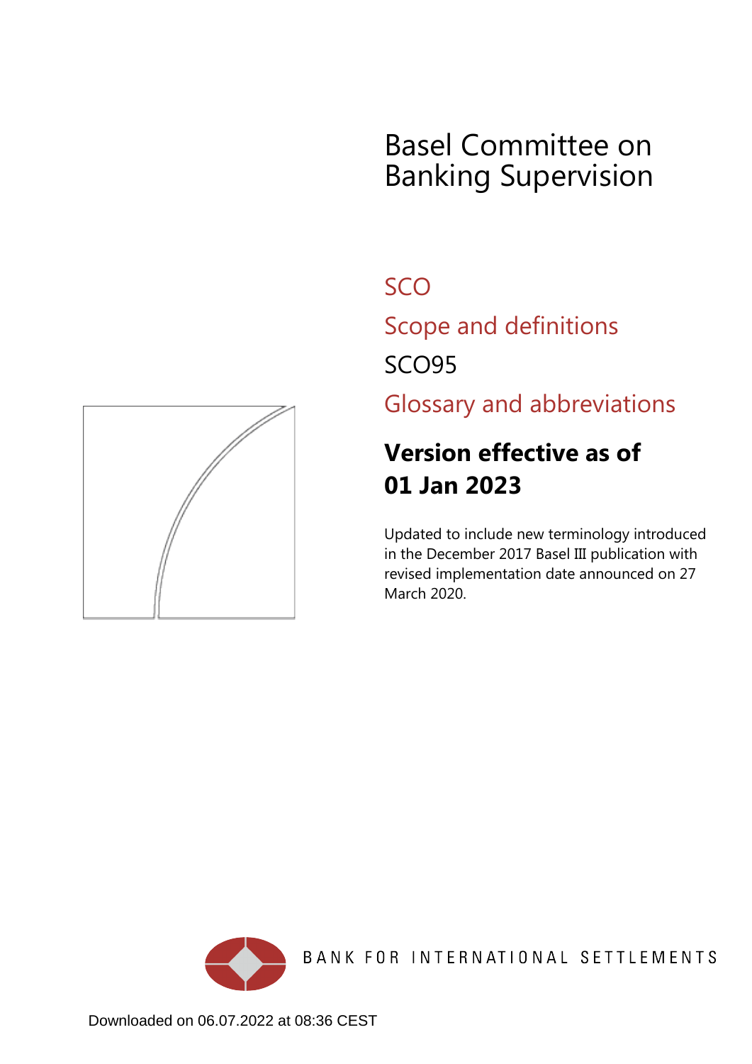# Basel Committee on Banking Supervision

## SCO

## Scope and definitions

## SCO95

## Glossary and abbreviations

**Version effective as of 01 Jan 2023**

Updated to include new terminology introduced in the December 2017 Basel III publication with revised implementation date announced on 27 March 2020.

BANK FOR INTERNATIONAL SETTLEMENTS

Downloaded on 06.07.2022 at 08:36 CEST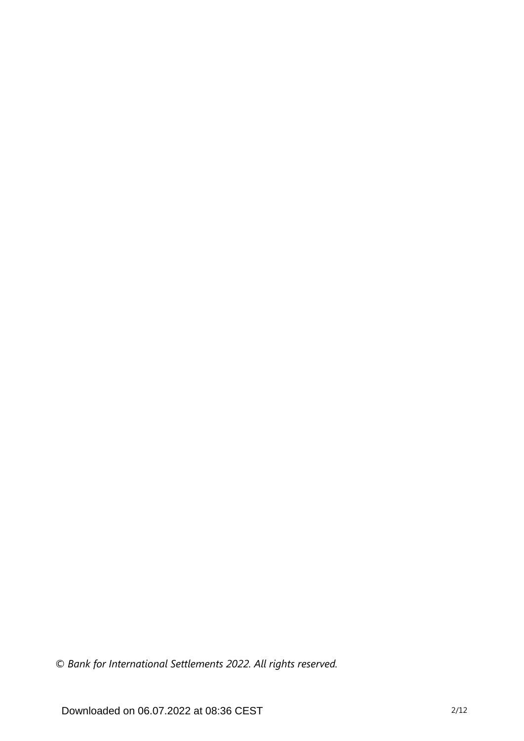*© Bank for International Settlements 2022. All rights reserved.*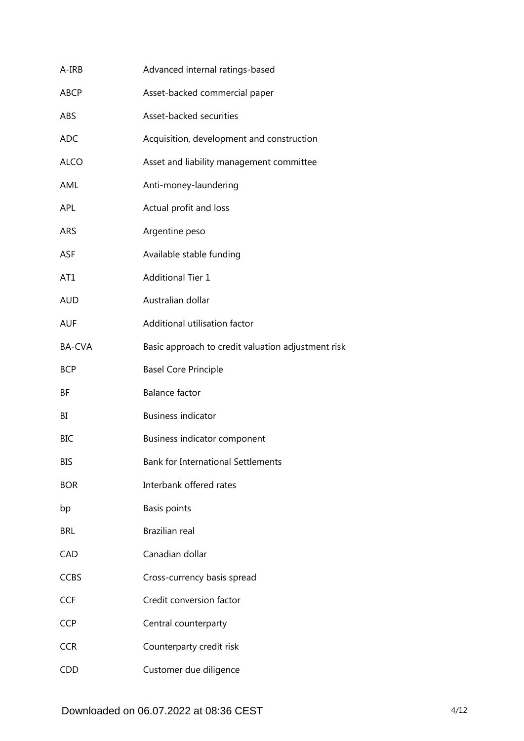| | |
|---|---|
| A-IRB | Advanced internal ratings-based |
| ABCP | Asset-backed commercial paper |
| ABS | Asset-backed securities |
| ADC | Acquisition, development and construction |
| ALCO | Asset and liability management committee |
| AML | Anti-money-laundering |
| APL | Actual profit and loss |
| ARS | Argentine peso |
| ASF | Available stable funding |
| AT1 | Additional Tier 1 |
| AUD | Australian dollar |
| AUF | Additional utilisation factor |
| BA-CVA | Basic approach to credit valuation adjustment risk |
| BCP | Basel Core Principle |
| BF | Balance factor |
| BI | Business indicator |
| BIC | Business indicator component |
| BIS | Bank for International Settlements |
| BOR | Interbank offered rates |
| bp | Basis points |
| BRL | Brazilian real |
| CAD | Canadian dollar |
| CCBS | Cross-currency basis spread |
| CCF | Credit conversion factor |
| CCP | Central counterparty |
| CCR | Counterparty credit risk |
| CDD | Customer due diligence |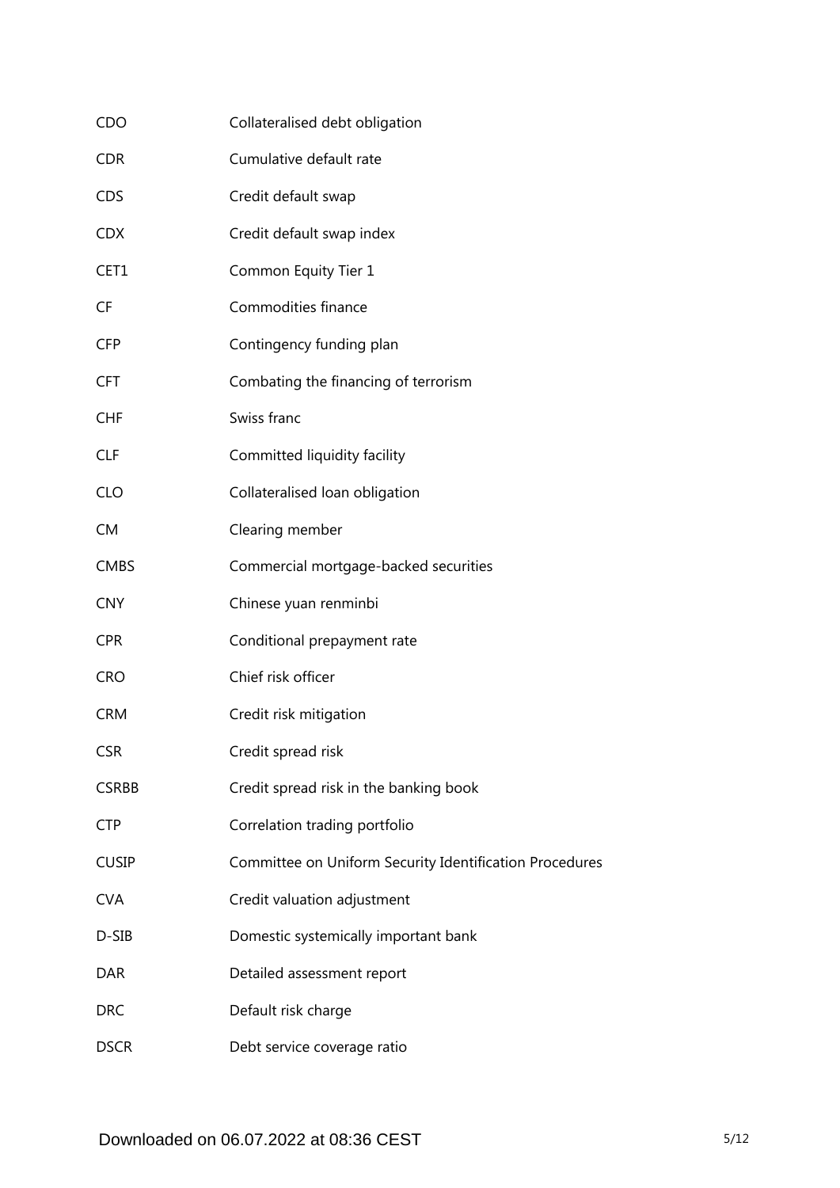| | |
|---|---|
| CDO | Collateralised debt obligation |
| CDR | Cumulative default rate |
| CDS | Credit default swap |
| CDX | Credit default swap index |
| CET1 | Common Equity Tier 1 |
| CF | Commodities finance |
| CFP | Contingency funding plan |
| CFT | Combating the financing of terrorism |
| CHF | Swiss franc |
| CLF | Committed liquidity facility |
| CLO | Collateralised loan obligation |
| CM | Clearing member |
| CMBS | Commercial mortgage-backed securities |
| CNY | Chinese yuan renminbi |
| CPR | Conditional prepayment rate |
| CRO | Chief risk officer |
| CRM | Credit risk mitigation |
| CSR | Credit spread risk |
| CSRBB | Credit spread risk in the banking book |
| CTP | Correlation trading portfolio |
| CUSIP | Committee on Uniform Security Identification Procedures |
| CVA | Credit valuation adjustment |
| D-SIB | Domestic systemically important bank |
| DAR | Detailed assessment report |
| DRC | Default risk charge |
| DSCR | Debt service coverage ratio |

Downloaded on 06.07.2022 at 08:36 CEST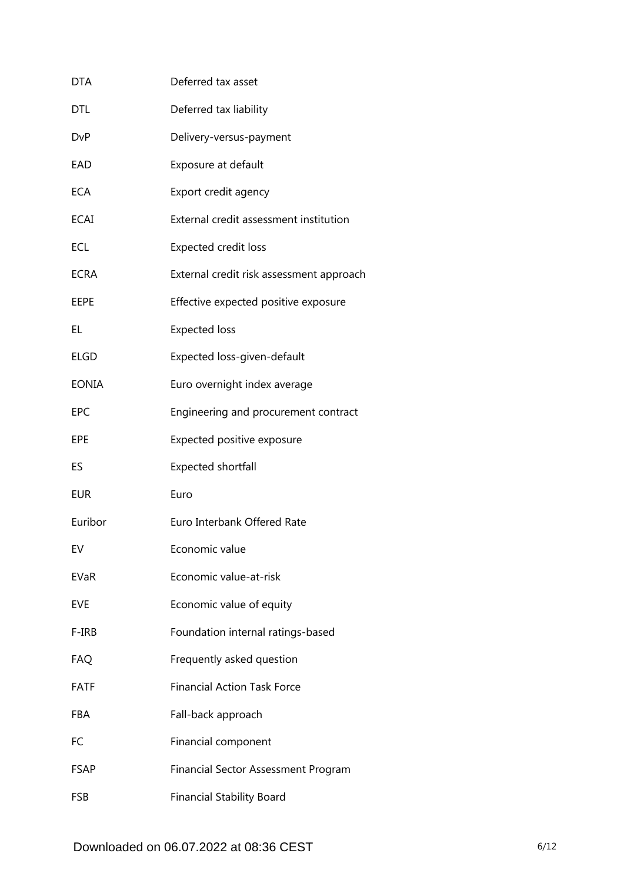| | |
|---|---|
| DTA | Deferred tax asset |
| DTL | Deferred tax liability |
| DvP | Delivery-versus-payment |
| EAD | Exposure at default |
| ECA | Export credit agency |
| ECAI | External credit assessment institution |
| ECL | Expected credit loss |
| ECRA | External credit risk assessment approach |
| EEPE | Effective expected positive exposure |
| EL | Expected loss |
| ELGD | Expected loss-given-default |
| EONIA | Euro overnight index average |
| EPC | Engineering and procurement contract |
| EPE | Expected positive exposure |
| ES | Expected shortfall |
| EUR | Euro |
| Euribor | Euro Interbank Offered Rate |
| EV | Economic value |
| EVaR | Economic value-at-risk |
| EVE | Economic value of equity |
| F-IRB | Foundation internal ratings-based |
| FAQ | Frequently asked question |
| FATF | Financial Action Task Force |
| FBA | Fall-back approach |
| FC | Financial component |
| FSAP | Financial Sector Assessment Program |
| FSB | Financial Stability Board |

Downloaded on 06.07.2022 at 08:36 CEST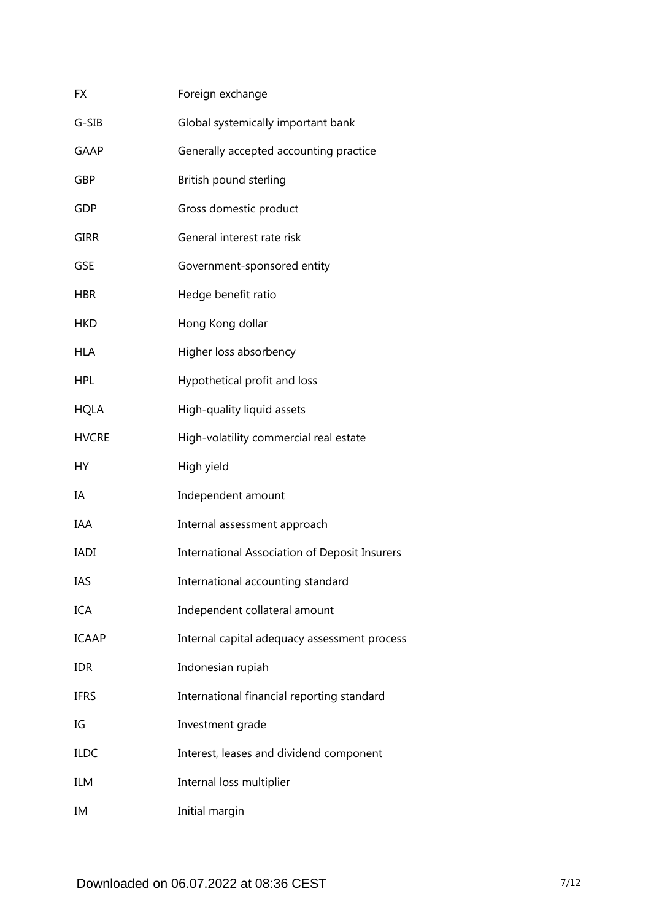| | |
|---|---|
| FX | Foreign exchange |
| G-SIB | Global systemically important bank |
| GAAP | Generally accepted accounting practice |
| GBP | British pound sterling |
| GDP | Gross domestic product |
| GIRR | General interest rate risk |
| GSE | Government-sponsored entity |
| HBR | Hedge benefit ratio |
| HKD | Hong Kong dollar |
| HLA | Higher loss absorbency |
| HPL | Hypothetical profit and loss |
| HQLA | High-quality liquid assets |
| HVCRE | High-volatility commercial real estate |
| HY | High yield |
| IA | Independent amount |
| IAA | Internal assessment approach |
| IADI | International Association of Deposit Insurers |
| IAS | International accounting standard |
| ICA | Independent collateral amount |
| ICAAP | Internal capital adequacy assessment process |
| IDR | Indonesian rupiah |
| IFRS | International financial reporting standard |
| IG | Investment grade |
| ILDC | Interest, leases and dividend component |
| ILM | Internal loss multiplier |
| IM | Initial margin |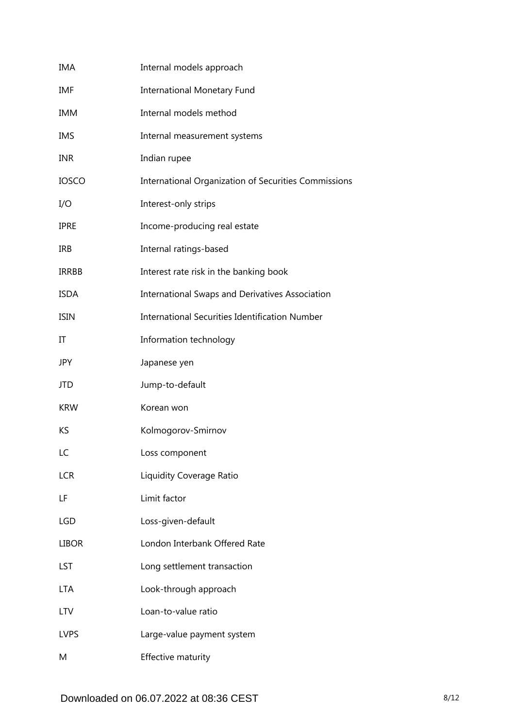| | |
|---|---|
| IMA | Internal models approach |
| IMF | International Monetary Fund |
| IMM | Internal models method |
| IMS | Internal measurement systems |
| INR | Indian rupee |
| IOSCO | International Organization of Securities Commissions |
| I/O | Interest-only strips |
| IPRE | Income-producing real estate |
| IRB | Internal ratings-based |
| IRRBB | Interest rate risk in the banking book |
| ISDA | International Swaps and Derivatives Association |
| ISIN | International Securities Identification Number |
| IT | Information technology |
| JPY | Japanese yen |
| JTD | Jump-to-default |
| KRW | Korean won |
| KS | Kolmogorov-Smirnov |
| LC | Loss component |
| LCR | Liquidity Coverage Ratio |
| LF | Limit factor |
| LGD | Loss-given-default |
| LIBOR | London Interbank Offered Rate |
| LST | Long settlement transaction |
| LTA | Look-through approach |
| LTV | Loan-to-value ratio |
| LVPS | Large-value payment system |
| M | Effective maturity |

Downloaded on 06.07.2022 at 08:36 CEST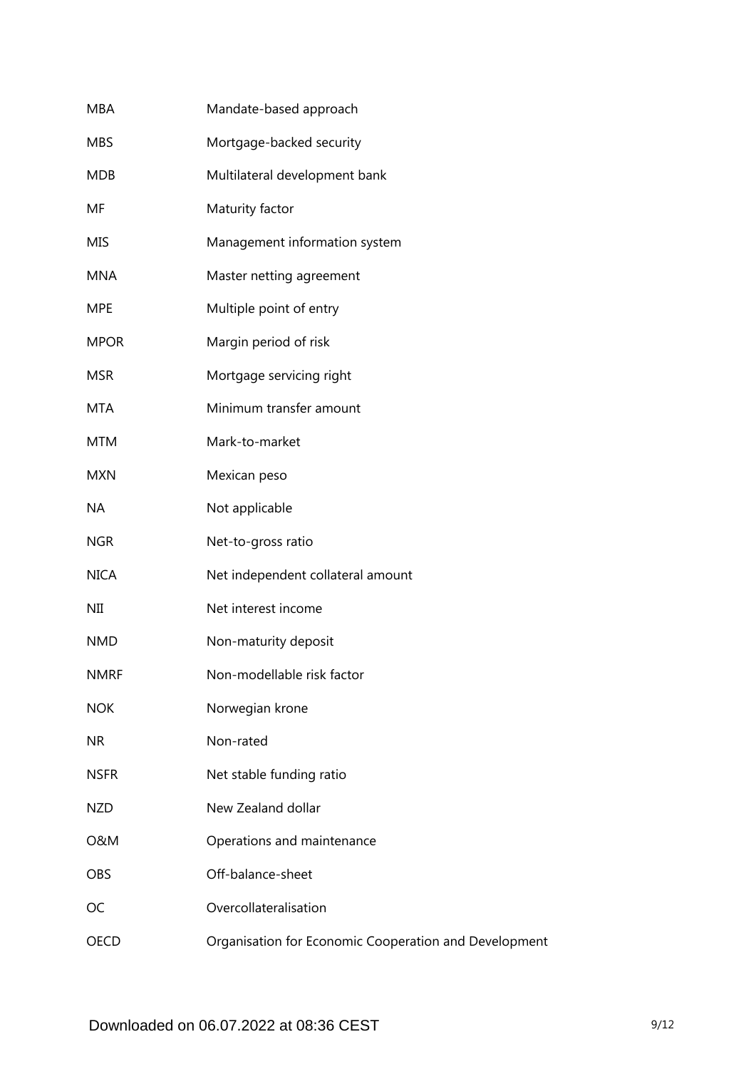| | |
|---|---|
| MBA | Mandate-based approach |
| MBS | Mortgage-backed security |
| MDB | Multilateral development bank |
| MF | Maturity factor |
| MIS | Management information system |
| MNA | Master netting agreement |
| MPE | Multiple point of entry |
| MPOR | Margin period of risk |
| MSR | Mortgage servicing right |
| MTA | Minimum transfer amount |
| MTM | Mark-to-market |
| MXN | Mexican peso |
| NA | Not applicable |
| NGR | Net-to-gross ratio |
| NICA | Net independent collateral amount |
| NII | Net interest income |
| NMD | Non-maturity deposit |
| NMRF | Non-modellable risk factor |
| NOK | Norwegian krone |
| NR | Non-rated |
| NSFR | Net stable funding ratio |
| NZD | New Zealand dollar |
| O&M | Operations and maintenance |
| OBS | Off-balance-sheet |
| OC | Overcollateralisation |
| OECD | Organisation for Economic Cooperation and Development |

Downloaded on 06.07.2022 at 08:36 CEST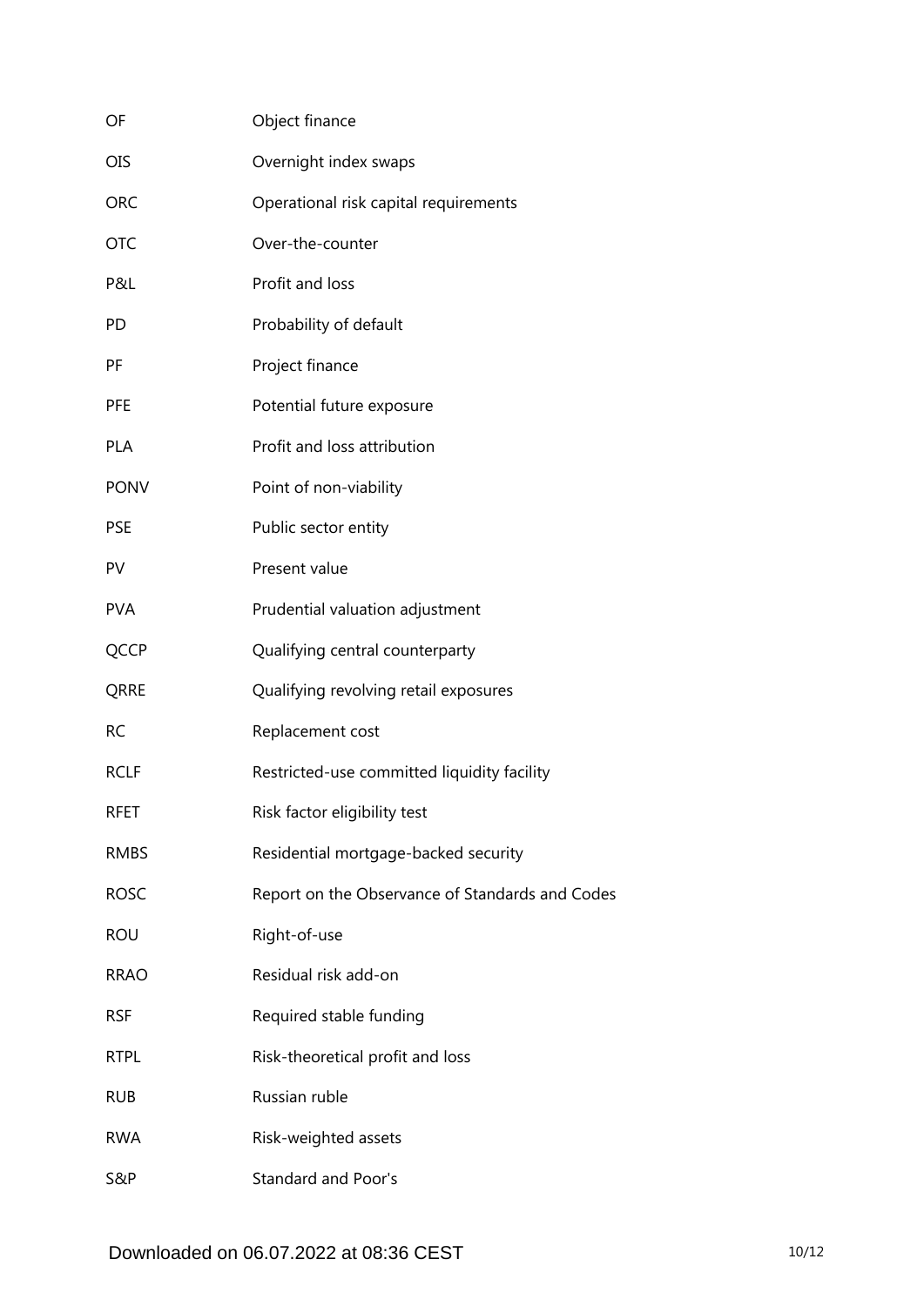| | |
|---|---|
| OF | Object finance |
| OIS | Overnight index swaps |
| ORC | Operational risk capital requirements |
| OTC | Over-the-counter |
| P&L | Profit and loss |
| PD | Probability of default |
| PF | Project finance |
| PFE | Potential future exposure |
| PLA | Profit and loss attribution |
| PONV | Point of non-viability |
| PSE | Public sector entity |
| PV | Present value |
| PVA | Prudential valuation adjustment |
| QCCP | Qualifying central counterparty |
| QRRE | Qualifying revolving retail exposures |
| RC | Replacement cost |
| RCLF | Restricted-use committed liquidity facility |
| RFET | Risk factor eligibility test |
| RMBS | Residential mortgage-backed security |
| ROSC | Report on the Observance of Standards and Codes |
| ROU | Right-of-use |
| RRAO | Residual risk add-on |
| RSF | Required stable funding |
| RTPL | Risk-theoretical profit and loss |
| RUB | Russian ruble |
| RWA | Risk-weighted assets |
| S&P | Standard and Poor's |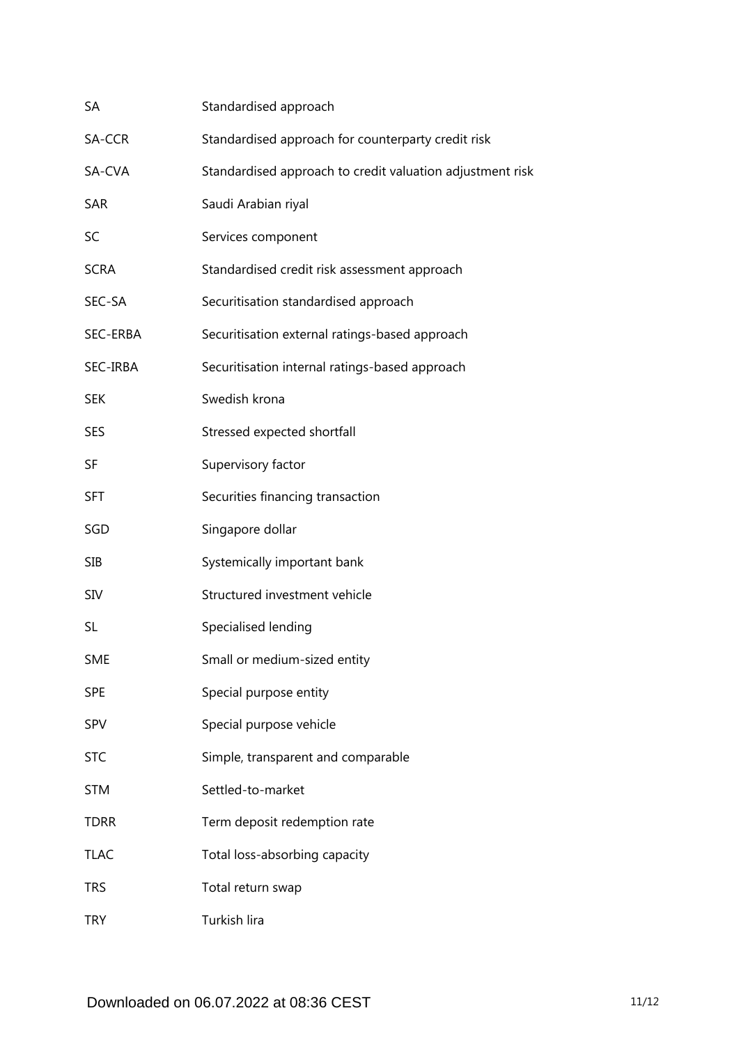| | |
|---|---|
| SA | Standardised approach |
| SA-CCR | Standardised approach for counterparty credit risk |
| SA-CVA | Standardised approach to credit valuation adjustment risk |
| SAR | Saudi Arabian riyal |
| SC | Services component |
| SCRA | Standardised credit risk assessment approach |
| SEC-SA | Securitisation standardised approach |
| SEC-ERBA | Securitisation external ratings-based approach |
| SEC-IRBA | Securitisation internal ratings-based approach |
| SEK | Swedish krona |
| SES | Stressed expected shortfall |
| SF | Supervisory factor |
| SFT | Securities financing transaction |
| SGD | Singapore dollar |
| SIB | Systemically important bank |
| SIV | Structured investment vehicle |
| SL | Specialised lending |
| SME | Small or medium-sized entity |
| SPE | Special purpose entity |
| SPV | Special purpose vehicle |
| STC | Simple, transparent and comparable |
| STM | Settled-to-market |
| TDRR | Term deposit redemption rate |
| TLAC | Total loss-absorbing capacity |
| TRS | Total return swap |
| TRY | Turkish lira |

Downloaded on 06.07.2022 at 08:36 CEST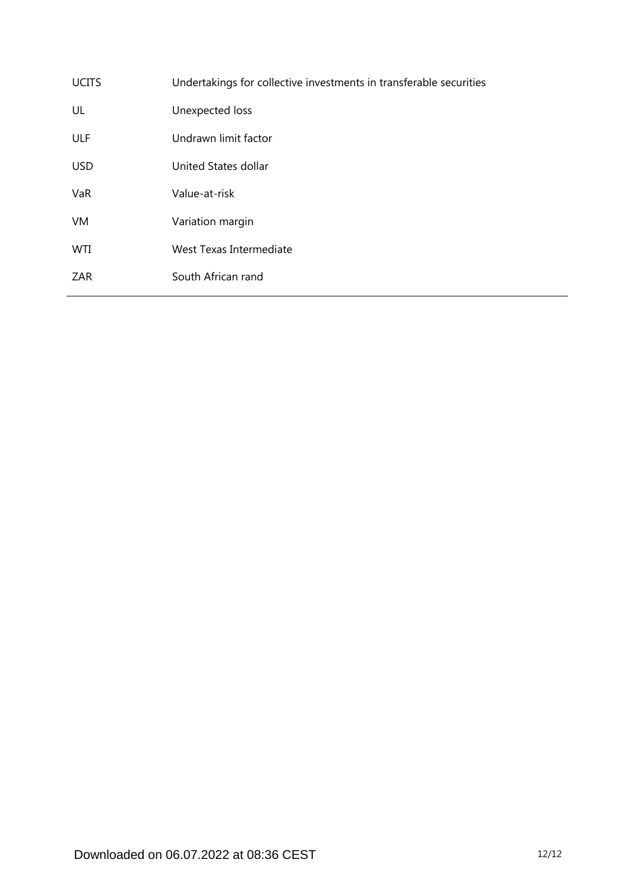| | |
|---|---|
| UCITS | Undertakings for collective investments in transferable securities |
| UL | Unexpected loss |
| ULF | Undrawn limit factor |
| USD | United States dollar |
| VaR | Value-at-risk |
| VM | Variation margin |
| WTI | West Texas Intermediate |
| ZAR | South African rand |

Downloaded on 06.07.2022 at 08:36 CEST